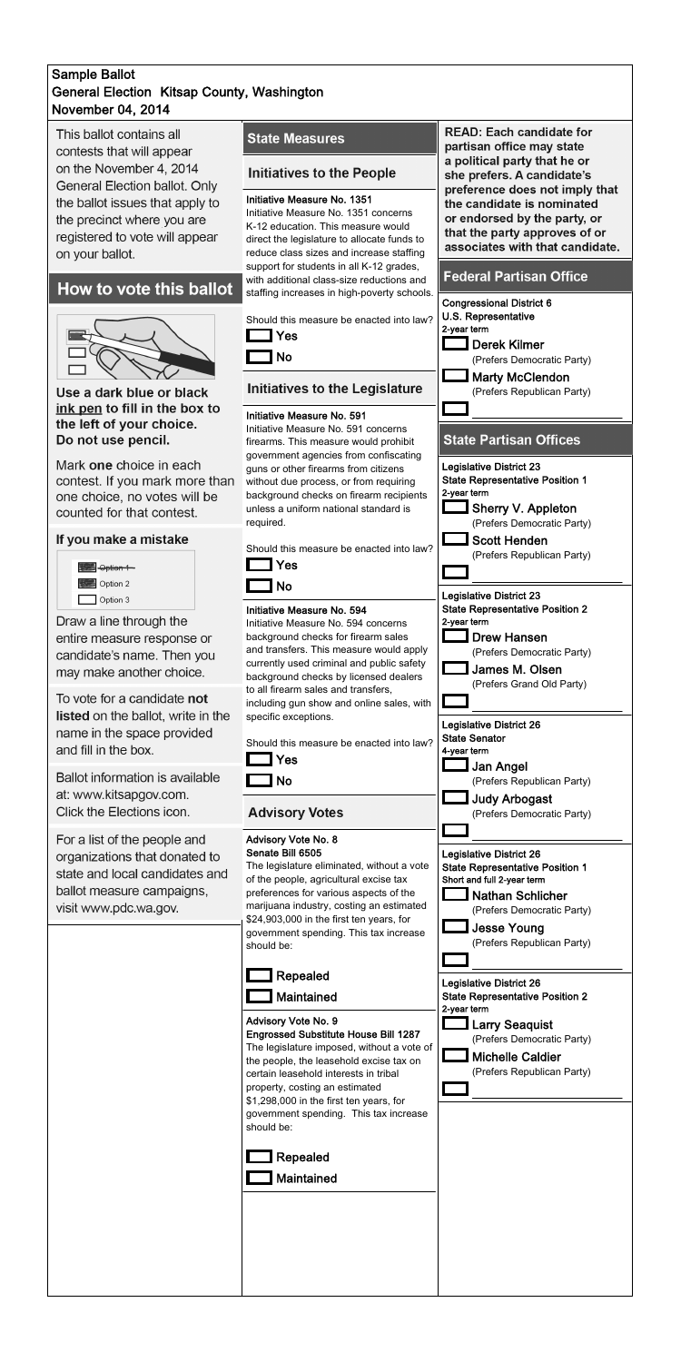**Sample Ballot**
**General Election Kitsap County, Washington**
**November 04, 2014**

This ballot contains all contests that will appear on the November 4, 2014 General Election ballot. Only the ballot issues that apply to the precinct where you are registered to vote will appear on your ballot.

## How to vote this ballot

**Use a dark blue or black ink pen to fill in the box to the left of your choice. Do not use pencil.**

Mark **one** choice in each contest. If you mark more than one choice, no votes will be counted for that contest.

### If you make a mistake

- ~~Option 1~~
- Option 2
- Option 3

Draw a line through the entire measure response or candidate's name. Then you may make another choice.

To vote for a candidate **not listed** on the ballot, write in the name in the space provided and fill in the box.

Ballot information is available at: www.kitsapgov.com. Click the Elections icon.

For a list of the people and organizations that donated to state and local candidates and ballot measure campaigns, visit www.pdc.wa.gov.

## State Measures

### Initiatives to the People

**Initiative Measure No. 1351**
Initiative Measure No. 1351 concerns K-12 education. This measure would direct the legislature to allocate funds to reduce class sizes and increase staffing support for students in all K-12 grades, with additional class-size reductions and staffing increases in high-poverty schools.

Should this measure be enacted into law?

- [ ] Yes
- [ ] No

### Initiatives to the Legislature

**Initiative Measure No. 591**
Initiative Measure No. 591 concerns firearms. This measure would prohibit government agencies from confiscating guns or other firearms from citizens without due process, or from requiring background checks on firearm recipients unless a uniform national standard is required.

Should this measure be enacted into law?

- [ ] Yes
- [ ] No

**Initiative Measure No. 594**
Initiative Measure No. 594 concerns background checks for firearm sales and transfers. This measure would apply currently used criminal and public safety background checks by licensed dealers to all firearm sales and transfers, including gun show and online sales, with specific exceptions.

Should this measure be enacted into law?

- [ ] Yes
- [ ] No

### Advisory Votes

**Advisory Vote No. 8**
**Senate Bill 6505**
The legislature eliminated, without a vote of the people, agricultural excise tax preferences for various aspects of the marijuana industry, costing an estimated $24,903,000 in the first ten years, for government spending. This tax increase should be:

- [ ] Repealed
- [ ] Maintained

**Advisory Vote No. 9**
**Engrossed Substitute House Bill 1287**
The legislature imposed, without a vote of the people, the leasehold excise tax on certain leasehold interests in tribal property, costing an estimated $1,298,000 in the first ten years, for government spending. This tax increase should be:

- [ ] Repealed
- [ ] Maintained

**READ: Each candidate for partisan office may state a political party that he or she prefers. A candidate's preference does not imply that the candidate is nominated or endorsed by the party, or that the party approves of or associates with that candidate.**

## Federal Partisan Office

**Congressional District 6**
**U.S. Representative**
**2-year term**

- [ ] **Derek Kilmer** (Prefers Democratic Party)
- [ ] **Marty McClendon** (Prefers Republican Party)
- [ ] ____________________

## State Partisan Offices

**Legislative District 23**
**State Representative Position 1**
**2-year term**

- [ ] **Sherry V. Appleton** (Prefers Democratic Party)
- [ ] **Scott Henden** (Prefers Republican Party)
- [ ] ____________________

**Legislative District 23**
**State Representative Position 2**
**2-year term**

- [ ] **Drew Hansen** (Prefers Democratic Party)
- [ ] **James M. Olsen** (Prefers Grand Old Party)
- [ ] ____________________

**Legislative District 26**
**State Senator**
**4-year term**

- [ ] **Jan Angel** (Prefers Republican Party)
- [ ] **Judy Arbogast** (Prefers Democratic Party)
- [ ] ____________________

**Legislative District 26**
**State Representative Position 1**
**Short and full 2-year term**

- [ ] **Nathan Schlicher** (Prefers Democratic Party)
- [ ] **Jesse Young** (Prefers Republican Party)
- [ ] ____________________

**Legislative District 26**
**State Representative Position 2**
**2-year term**

- [ ] **Larry Seaquist** (Prefers Democratic Party)
- [ ] **Michelle Caldier** (Prefers Republican Party)
- [ ] ____________________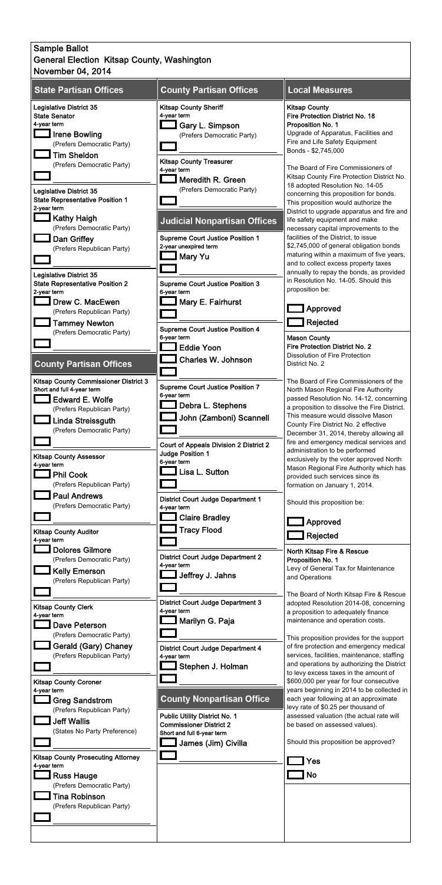Sample Ballot
General Election Kitsap County, Washington
November 04, 2014

## State Partisan Offices

**Legislative District 35**
**State Senator**
4-year term

- Irene Bowling (Prefers Democratic Party)
- Tim Sheldon (Prefers Democratic Party)
- ______________

**Legislative District 35**
**State Representative Position 1**
2-year term

- Kathy Haigh (Prefers Democratic Party)
- Dan Griffey (Prefers Republican Party)
- ______________

**Legislative District 35**
**State Representative Position 2**
2-year term

- Drew C. MacEwen (Prefers Republican Party)
- Tammey Newton (Prefers Democratic Party)
- ______________

## County Partisan Offices

**Kitsap County Commissioner District 3**
Short and full 4-year term

- Edward E. Wolfe (Prefers Republican Party)
- Linda Streissguth (Prefers Democratic Party)
- ______________

**Kitsap County Assessor**
4-year term

- Phil Cook (Prefers Republican Party)
- Paul Andrews (Prefers Democratic Party)
- ______________

**Kitsap County Auditor**
4-year term

- Dolores Gilmore (Prefers Democratic Party)
- Kelly Emerson (Prefers Republican Party)
- ______________

**Kitsap County Clerk**
4-year term

- Dave Peterson (Prefers Democratic Party)
- Gerald (Gary) Chaney (Prefers Republican Party)
- ______________

**Kitsap County Coroner**
4-year term

- Greg Sandstrom (Prefers Republican Party)
- Jeff Wallis (States No Party Preference)
- ______________

**Kitsap County Prosecuting Attorney**
4-year term

- Russ Hauge (Prefers Democratic Party)
- Tina Robinson (Prefers Republican Party)
- ______________

## County Partisan Offices

**Kitsap County Sheriff**
4-year term

- Gary L. Simpson (Prefers Democratic Party)
- ______________

**Kitsap County Treasurer**
4-year term

- Meredith R. Green (Prefers Democratic Party)
- ______________

## Judicial Nonpartisan Offices

**Supreme Court Justice Position 1**
2-year unexpired term

- Mary Yu
- ______________

**Supreme Court Justice Position 3**
6-year term

- Mary E. Fairhurst
- ______________

**Supreme Court Justice Position 4**
6-year term

- Eddie Yoon
- Charles W. Johnson
- ______________

**Supreme Court Justice Position 7**
6-year term

- Debra L. Stephens
- John (Zamboni) Scannell
- ______________

**Court of Appeals Division 2 District 2**
**Judge Position 1**
6-year term

- Lisa L. Sutton
- ______________

**District Court Judge Department 1**
4-year term

- Claire Bradley
- Tracy Flood
- ______________

**District Court Judge Department 2**
4-year term

- Jeffrey J. Jahns
- ______________

**District Court Judge Department 3**
4-year term

- Marilyn G. Paja
- ______________

**District Court Judge Department 4**
4-year term

- Stephen J. Holman
- ______________

## County Nonpartisan Office

**Public Utility District No. 1**
**Commissioner District 2**
Short and full 6-year term

- James (Jim) Civilla
- ______________

## Local Measures

**Kitsap County**
**Fire Protection District No. 18**
**Proposition No. 1**
Upgrade of Apparatus, Facilities and Fire and Life Safety Equipment
Bonds - $2,745,000

The Board of Fire Commissioners of Kitsap County Fire Protection District No. 18 adopted Resolution No. 14-05 concerning this proposition for bonds. This proposition would authorize the District to upgrade apparatus and fire and life safety equipment and make necessary capital improvements to the facilities of the District, to issue $2,745,000 of general obligation bonds maturing within a maximum of five years, and to collect excess property taxes annually to repay the bonds, as provided in Resolution No. 14-05. Should this proposition be:

- Approved
- Rejected

**Mason County**
**Fire Protection District No. 2**
Dissolution of Fire Protection District No. 2

The Board of Fire Commissioners of the North Mason Regional Fire Authority passed Resolution No. 14-12, concerning a proposition to dissolve the Fire District. This measure would dissolve Mason County Fire District No. 2 effective December 31, 2014, thereby allowing all fire and emergency medical services and administration to be performed exclusively by the voter approved North Mason Regional Fire Authority which has provided such services since its formation on January 1, 2014.

Should this proposition be:

- Approved
- Rejected

**North Kitsap Fire & Rescue**
**Proposition No. 1**
Levy of General Tax for Maintenance and Operations

The Board of North Kitsap Fire & Rescue adopted Resolution 2014-08, concerning a proposition to adequately finance maintenance and operation costs.

This proposition provides for the support of fire protection and emergency medical services, facilities, maintenance, staffing and operations by authorizing the District to levy excess taxes in the amount of $600,000 per year for four consecutive years beginning in 2014 to be collected in each year following at an approximate levy rate of $0.25 per thousand of assessed valuation (the actual rate will be based on assessed values).

Should this proposition be approved?

- Yes
- No